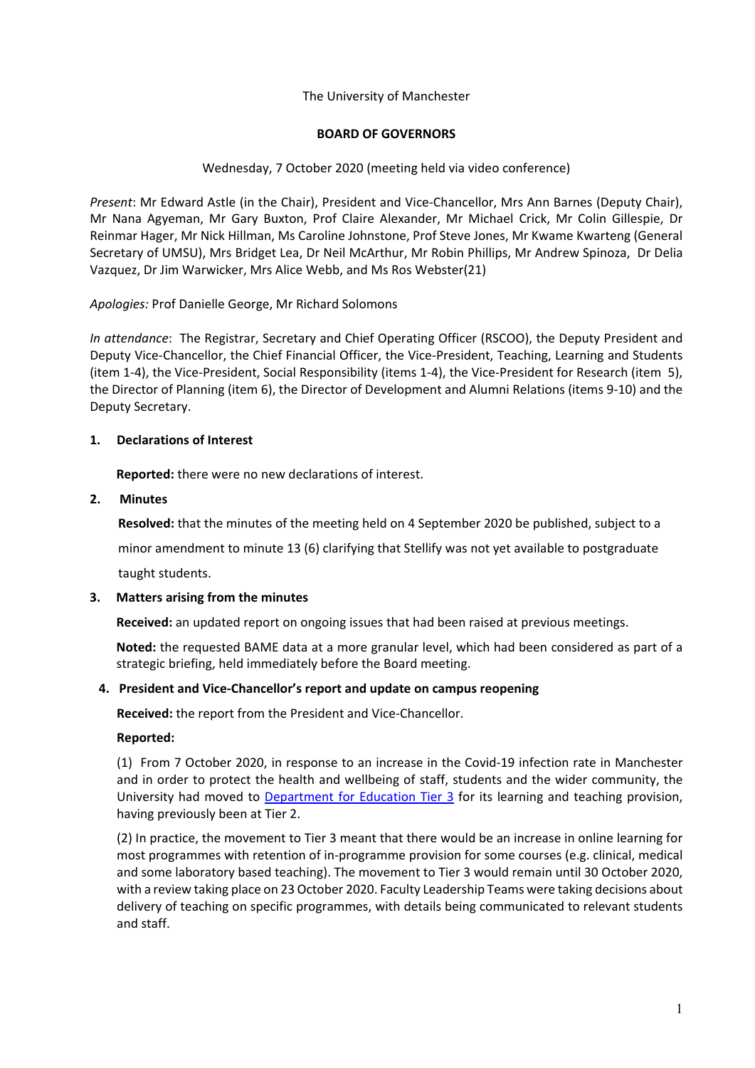The University of Manchester

**BOARD OF GOVERNORS**

Wednesday, 7 October 2020 (meeting held via video conference)

*Present*: Mr Edward Astle (in the Chair), President and Vice-Chancellor, Mrs Ann Barnes (Deputy Chair), Mr Nana Agyeman, Mr Gary Buxton, Prof Claire Alexander, Mr Michael Crick, Mr Colin Gillespie, Dr Reinmar Hager, Mr Nick Hillman, Ms Caroline Johnstone, Prof Steve Jones, Mr Kwame Kwarteng (General Secretary of UMSU), Mrs Bridget Lea, Dr Neil McArthur, Mr Robin Phillips, Mr Andrew Spinoza, Dr Delia Vazquez, Dr Jim Warwicker, Mrs Alice Webb, and Ms Ros Webster(21)

*Apologies:* Prof Danielle George, Mr Richard Solomons

*In attendance*: The Registrar, Secretary and Chief Operating Officer (RSCOO), the Deputy President and Deputy Vice-Chancellor, the Chief Financial Officer, the Vice-President, Teaching, Learning and Students (item 1-4), the Vice-President, Social Responsibility (items 1-4), the Vice-President for Research (item 5), the Director of Planning (item 6), the Director of Development and Alumni Relations (items 9-10) and the Deputy Secretary.

**1. Declarations of Interest**

**Reported:** there were no new declarations of interest.

**2. Minutes**

**Resolved:** that the minutes of the meeting held on 4 September 2020 be published, subject to a minor amendment to minute 13 (6) clarifying that Stellify was not yet available to postgraduate taught students.

**3. Matters arising from the minutes**

**Received:** an updated report on ongoing issues that had been raised at previous meetings.

**Noted:** the requested BAME data at a more granular level, which had been considered as part of a strategic briefing, held immediately before the Board meeting.

**4. President and Vice-Chancellor's report and update on campus reopening**

**Received:** the report from the President and Vice-Chancellor.

**Reported:**

(1) From 7 October 2020, in response to an increase in the Covid-19 infection rate in Manchester and in order to protect the health and wellbeing of staff, students and the wider community, the University had moved to Department for Education Tier 3 for its learning and teaching provision, having previously been at Tier 2.

(2) In practice, the movement to Tier 3 meant that there would be an increase in online learning for most programmes with retention of in-programme provision for some courses (e.g. clinical, medical and some laboratory based teaching). The movement to Tier 3 would remain until 30 October 2020, with a review taking place on 23 October 2020. Faculty Leadership Teams were taking decisions about delivery of teaching on specific programmes, with details being communicated to relevant students and staff.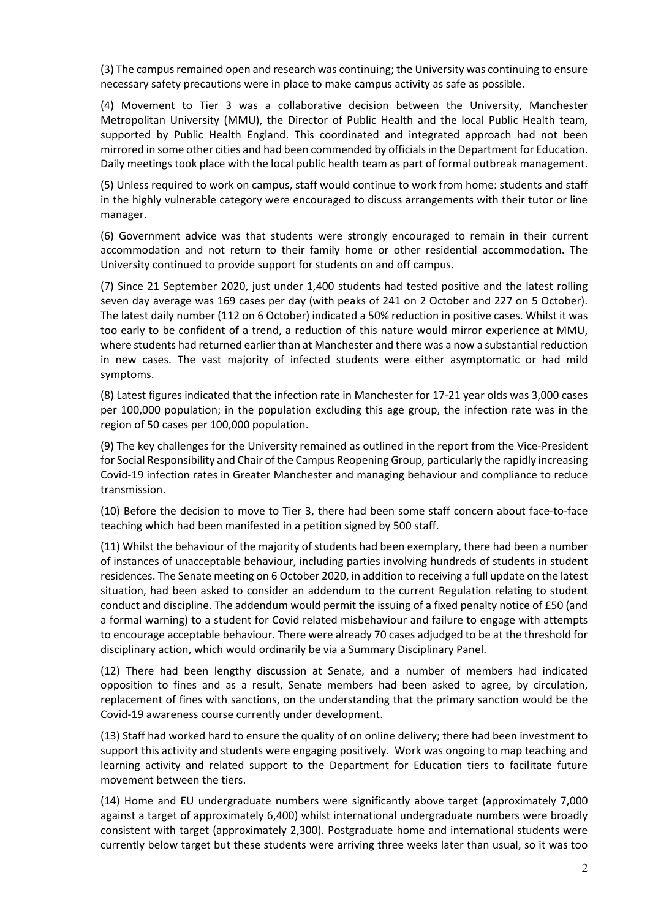(3) The campus remained open and research was continuing; the University was continuing to ensure necessary safety precautions were in place to make campus activity as safe as possible.

(4) Movement to Tier 3 was a collaborative decision between the University, Manchester Metropolitan University (MMU), the Director of Public Health and the local Public Health team, supported by Public Health England. This coordinated and integrated approach had not been mirrored in some other cities and had been commended by officials in the Department for Education. Daily meetings took place with the local public health team as part of formal outbreak management.

(5) Unless required to work on campus, staff would continue to work from home: students and staff in the highly vulnerable category were encouraged to discuss arrangements with their tutor or line manager.

(6) Government advice was that students were strongly encouraged to remain in their current accommodation and not return to their family home or other residential accommodation. The University continued to provide support for students on and off campus.

(7) Since 21 September 2020, just under 1,400 students had tested positive and the latest rolling seven day average was 169 cases per day (with peaks of 241 on 2 October and 227 on 5 October). The latest daily number (112 on 6 October) indicated a 50% reduction in positive cases. Whilst it was too early to be confident of a trend, a reduction of this nature would mirror experience at MMU, where students had returned earlier than at Manchester and there was a now a substantial reduction in new cases. The vast majority of infected students were either asymptomatic or had mild symptoms.

(8) Latest figures indicated that the infection rate in Manchester for 17-21 year olds was 3,000 cases per 100,000 population; in the population excluding this age group, the infection rate was in the region of 50 cases per 100,000 population.

(9) The key challenges for the University remained as outlined in the report from the Vice-President for Social Responsibility and Chair of the Campus Reopening Group, particularly the rapidly increasing Covid-19 infection rates in Greater Manchester and managing behaviour and compliance to reduce transmission.

(10) Before the decision to move to Tier 3, there had been some staff concern about face-to-face teaching which had been manifested in a petition signed by 500 staff.

(11) Whilst the behaviour of the majority of students had been exemplary, there had been a number of instances of unacceptable behaviour, including parties involving hundreds of students in student residences. The Senate meeting on 6 October 2020, in addition to receiving a full update on the latest situation, had been asked to consider an addendum to the current Regulation relating to student conduct and discipline. The addendum would permit the issuing of a fixed penalty notice of £50 (and a formal warning) to a student for Covid related misbehaviour and failure to engage with attempts to encourage acceptable behaviour. There were already 70 cases adjudged to be at the threshold for disciplinary action, which would ordinarily be via a Summary Disciplinary Panel.

(12) There had been lengthy discussion at Senate, and a number of members had indicated opposition to fines and as a result, Senate members had been asked to agree, by circulation, replacement of fines with sanctions, on the understanding that the primary sanction would be the Covid-19 awareness course currently under development.

(13) Staff had worked hard to ensure the quality of on online delivery; there had been investment to support this activity and students were engaging positively. Work was ongoing to map teaching and learning activity and related support to the Department for Education tiers to facilitate future movement between the tiers.

(14) Home and EU undergraduate numbers were significantly above target (approximately 7,000 against a target of approximately 6,400) whilst international undergraduate numbers were broadly consistent with target (approximately 2,300). Postgraduate home and international students were currently below target but these students were arriving three weeks later than usual, so it was too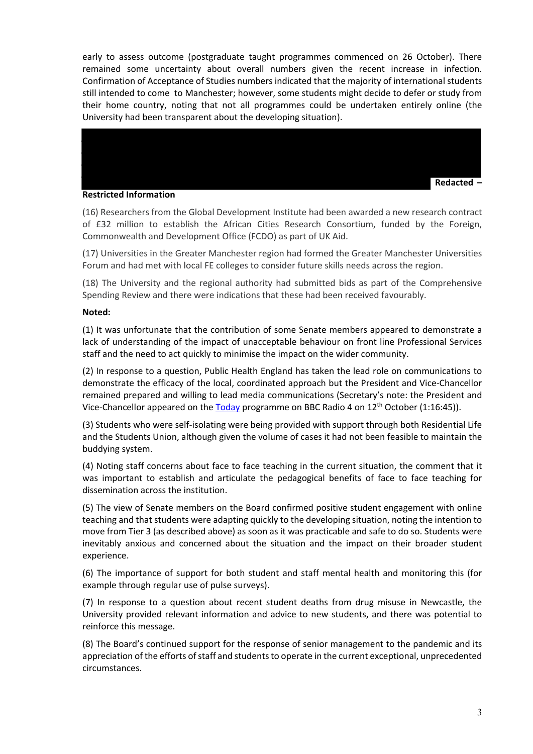early to assess outcome (postgraduate taught programmes commenced on 26 October). There remained some uncertainty about overall numbers given the recent increase in infection. Confirmation of Acceptance of Studies numbers indicated that the majority of international students still intended to come to Manchester; however, some students might decide to defer or study from their home country, noting that not all programmes could be undertaken entirely online (the University had been transparent about the developing situation).

**Redacted – Restricted Information**

(16) Researchers from the Global Development Institute had been awarded a new research contract of £32 million to establish the African Cities Research Consortium, funded by the Foreign, Commonwealth and Development Office (FCDO) as part of UK Aid.

(17) Universities in the Greater Manchester region had formed the Greater Manchester Universities Forum and had met with local FE colleges to consider future skills needs across the region.

(18) The University and the regional authority had submitted bids as part of the Comprehensive Spending Review and there were indications that these had been received favourably.

**Noted:**

(1) It was unfortunate that the contribution of some Senate members appeared to demonstrate a lack of understanding of the impact of unacceptable behaviour on front line Professional Services staff and the need to act quickly to minimise the impact on the wider community.

(2) In response to a question, Public Health England has taken the lead role on communications to demonstrate the efficacy of the local, coordinated approach but the President and Vice-Chancellor remained prepared and willing to lead media communications (Secretary's note: the President and Vice-Chancellor appeared on the Today programme on BBC Radio 4 on 12th October (1:16:45)).

(3) Students who were self-isolating were being provided with support through both Residential Life and the Students Union, although given the volume of cases it had not been feasible to maintain the buddying system.

(4) Noting staff concerns about face to face teaching in the current situation, the comment that it was important to establish and articulate the pedagogical benefits of face to face teaching for dissemination across the institution.

(5) The view of Senate members on the Board confirmed positive student engagement with online teaching and that students were adapting quickly to the developing situation, noting the intention to move from Tier 3 (as described above) as soon as it was practicable and safe to do so. Students were inevitably anxious and concerned about the situation and the impact on their broader student experience.

(6) The importance of support for both student and staff mental health and monitoring this (for example through regular use of pulse surveys).

(7) In response to a question about recent student deaths from drug misuse in Newcastle, the University provided relevant information and advice to new students, and there was potential to reinforce this message.

(8) The Board's continued support for the response of senior management to the pandemic and its appreciation of the efforts of staff and students to operate in the current exceptional, unprecedented circumstances.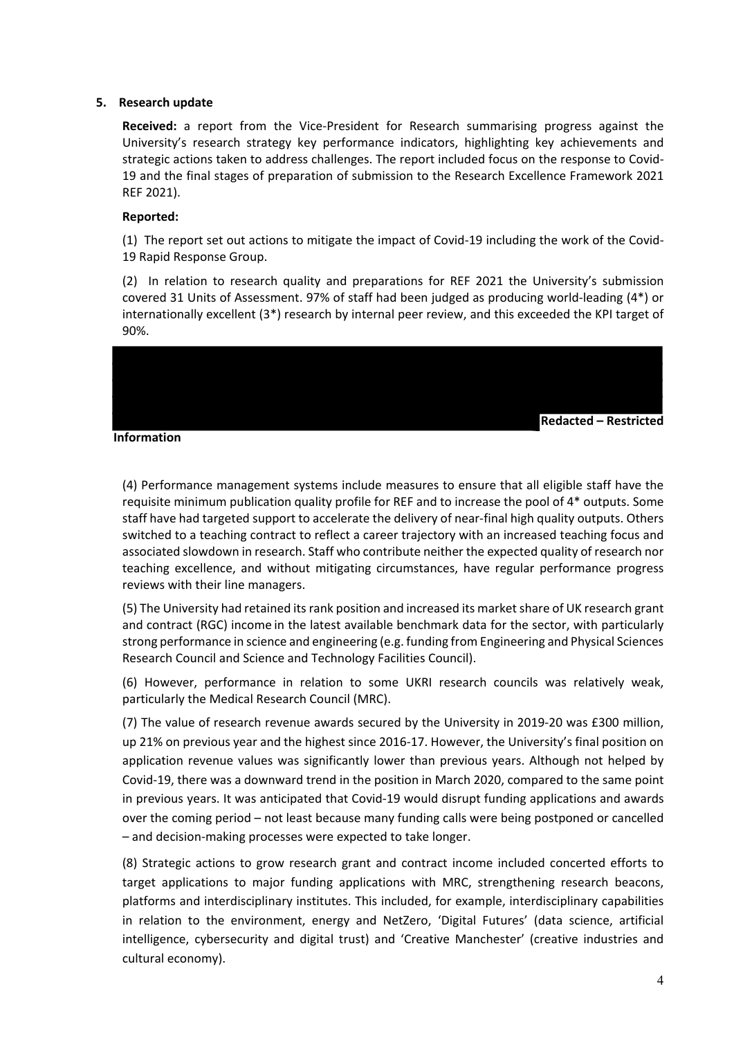## 5. Research update

**Received:** a report from the Vice-President for Research summarising progress against the University's research strategy key performance indicators, highlighting key achievements and strategic actions taken to address challenges. The report included focus on the response to Covid-19 and the final stages of preparation of submission to the Research Excellence Framework 2021 REF 2021).

**Reported:**

(1) The report set out actions to mitigate the impact of Covid-19 including the work of the Covid-19 Rapid Response Group.

(2) In relation to research quality and preparations for REF 2021 the University's submission covered 31 Units of Assessment. 97% of staff had been judged as producing world-leading (4*) or internationally excellent (3*) research by internal peer review, and this exceeded the KPI target of 90%.

**Redacted – Restricted Information**

(4) Performance management systems include measures to ensure that all eligible staff have the requisite minimum publication quality profile for REF and to increase the pool of 4* outputs. Some staff have had targeted support to accelerate the delivery of near-final high quality outputs. Others switched to a teaching contract to reflect a career trajectory with an increased teaching focus and associated slowdown in research. Staff who contribute neither the expected quality of research nor teaching excellence, and without mitigating circumstances, have regular performance progress reviews with their line managers.

(5) The University had retained its rank position and increased its market share of UK research grant and contract (RGC) income in the latest available benchmark data for the sector, with particularly strong performance in science and engineering (e.g. funding from Engineering and Physical Sciences Research Council and Science and Technology Facilities Council).

(6) However, performance in relation to some UKRI research councils was relatively weak, particularly the Medical Research Council (MRC).

(7) The value of research revenue awards secured by the University in 2019-20 was £300 million, up 21% on previous year and the highest since 2016-17. However, the University's final position on application revenue values was significantly lower than previous years. Although not helped by Covid-19, there was a downward trend in the position in March 2020, compared to the same point in previous years. It was anticipated that Covid-19 would disrupt funding applications and awards over the coming period – not least because many funding calls were being postponed or cancelled – and decision-making processes were expected to take longer.

(8) Strategic actions to grow research grant and contract income included concerted efforts to target applications to major funding applications with MRC, strengthening research beacons, platforms and interdisciplinary institutes. This included, for example, interdisciplinary capabilities in relation to the environment, energy and NetZero, 'Digital Futures' (data science, artificial intelligence, cybersecurity and digital trust) and 'Creative Manchester' (creative industries and cultural economy).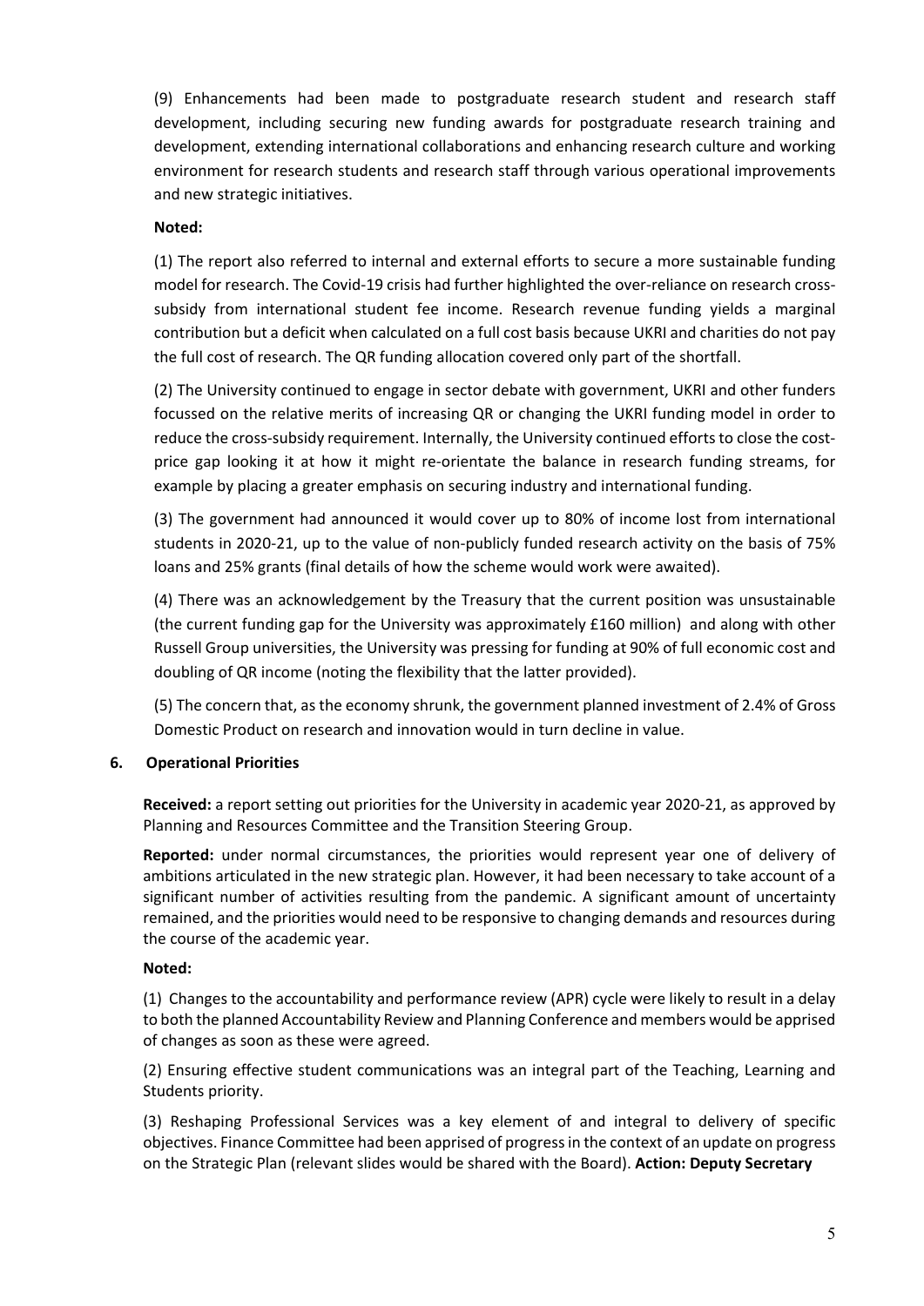(9) Enhancements had been made to postgraduate research student and research staff development, including securing new funding awards for postgraduate research training and development, extending international collaborations and enhancing research culture and working environment for research students and research staff through various operational improvements and new strategic initiatives.

**Noted:**

(1) The report also referred to internal and external efforts to secure a more sustainable funding model for research. The Covid-19 crisis had further highlighted the over-reliance on research cross-subsidy from international student fee income. Research revenue funding yields a marginal contribution but a deficit when calculated on a full cost basis because UKRI and charities do not pay the full cost of research. The QR funding allocation covered only part of the shortfall.

(2) The University continued to engage in sector debate with government, UKRI and other funders focussed on the relative merits of increasing QR or changing the UKRI funding model in order to reduce the cross-subsidy requirement. Internally, the University continued efforts to close the cost-price gap looking it at how it might re-orientate the balance in research funding streams, for example by placing a greater emphasis on securing industry and international funding.

(3) The government had announced it would cover up to 80% of income lost from international students in 2020-21, up to the value of non-publicly funded research activity on the basis of 75% loans and 25% grants (final details of how the scheme would work were awaited).

(4) There was an acknowledgement by the Treasury that the current position was unsustainable (the current funding gap for the University was approximately £160 million) and along with other Russell Group universities, the University was pressing for funding at 90% of full economic cost and doubling of QR income (noting the flexibility that the latter provided).

(5) The concern that, as the economy shrunk, the government planned investment of 2.4% of Gross Domestic Product on research and innovation would in turn decline in value.

## 6. Operational Priorities

**Received:** a report setting out priorities for the University in academic year 2020-21, as approved by Planning and Resources Committee and the Transition Steering Group.

**Reported:** under normal circumstances, the priorities would represent year one of delivery of ambitions articulated in the new strategic plan. However, it had been necessary to take account of a significant number of activities resulting from the pandemic. A significant amount of uncertainty remained, and the priorities would need to be responsive to changing demands and resources during the course of the academic year.

**Noted:**

(1) Changes to the accountability and performance review (APR) cycle were likely to result in a delay to both the planned Accountability Review and Planning Conference and members would be apprised of changes as soon as these were agreed.

(2) Ensuring effective student communications was an integral part of the Teaching, Learning and Students priority.

(3) Reshaping Professional Services was a key element of and integral to delivery of specific objectives. Finance Committee had been apprised of progress in the context of an update on progress on the Strategic Plan (relevant slides would be shared with the Board). **Action: Deputy Secretary**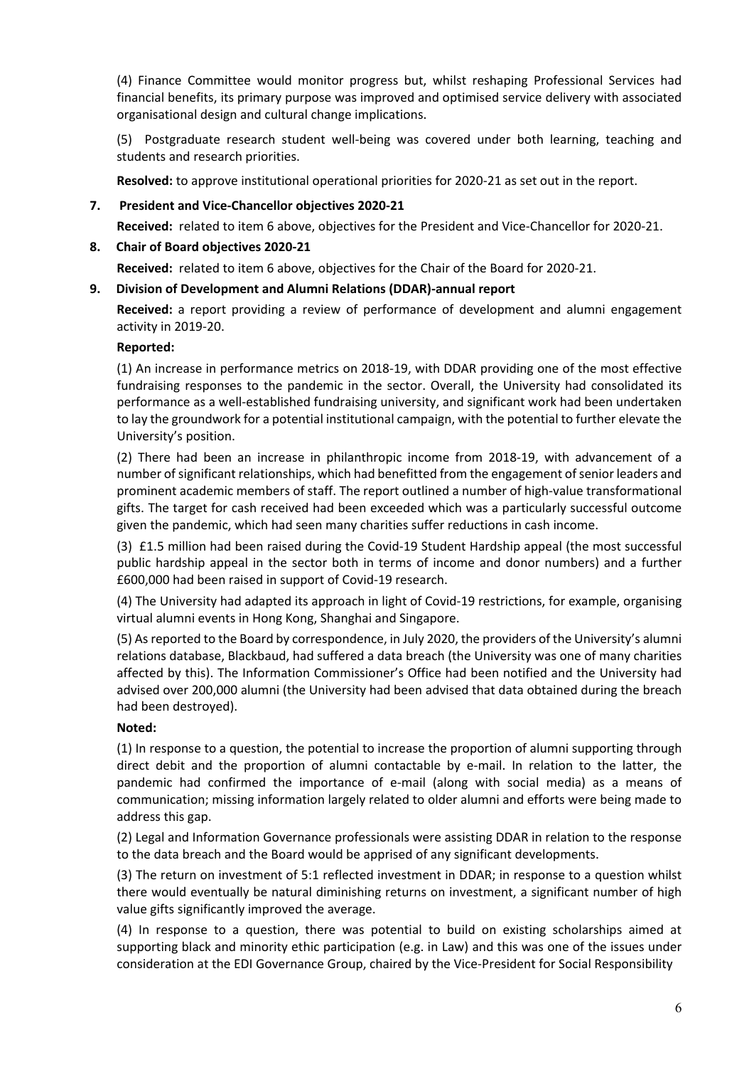(4) Finance Committee would monitor progress but, whilst reshaping Professional Services had financial benefits, its primary purpose was improved and optimised service delivery with associated organisational design and cultural change implications.

(5) Postgraduate research student well-being was covered under both learning, teaching and students and research priorities.

**Resolved:** to approve institutional operational priorities for 2020-21 as set out in the report.

**7. President and Vice-Chancellor objectives 2020-21**

**Received:** related to item 6 above, objectives for the President and Vice-Chancellor for 2020-21.

**8. Chair of Board objectives 2020-21**

**Received:** related to item 6 above, objectives for the Chair of the Board for 2020-21.

**9. Division of Development and Alumni Relations (DDAR)-annual report**

**Received:** a report providing a review of performance of development and alumni engagement activity in 2019-20.

**Reported:**

(1) An increase in performance metrics on 2018-19, with DDAR providing one of the most effective fundraising responses to the pandemic in the sector. Overall, the University had consolidated its performance as a well-established fundraising university, and significant work had been undertaken to lay the groundwork for a potential institutional campaign, with the potential to further elevate the University's position.

(2) There had been an increase in philanthropic income from 2018-19, with advancement of a number of significant relationships, which had benefitted from the engagement of senior leaders and prominent academic members of staff. The report outlined a number of high-value transformational gifts. The target for cash received had been exceeded which was a particularly successful outcome given the pandemic, which had seen many charities suffer reductions in cash income.

(3) £1.5 million had been raised during the Covid-19 Student Hardship appeal (the most successful public hardship appeal in the sector both in terms of income and donor numbers) and a further £600,000 had been raised in support of Covid-19 research.

(4) The University had adapted its approach in light of Covid-19 restrictions, for example, organising virtual alumni events in Hong Kong, Shanghai and Singapore.

(5) As reported to the Board by correspondence, in July 2020, the providers of the University's alumni relations database, Blackbaud, had suffered a data breach (the University was one of many charities affected by this). The Information Commissioner's Office had been notified and the University had advised over 200,000 alumni (the University had been advised that data obtained during the breach had been destroyed).

**Noted:**

(1) In response to a question, the potential to increase the proportion of alumni supporting through direct debit and the proportion of alumni contactable by e-mail. In relation to the latter, the pandemic had confirmed the importance of e-mail (along with social media) as a means of communication; missing information largely related to older alumni and efforts were being made to address this gap.

(2) Legal and Information Governance professionals were assisting DDAR in relation to the response to the data breach and the Board would be apprised of any significant developments.

(3) The return on investment of 5:1 reflected investment in DDAR; in response to a question whilst there would eventually be natural diminishing returns on investment, a significant number of high value gifts significantly improved the average.

(4) In response to a question, there was potential to build on existing scholarships aimed at supporting black and minority ethic participation (e.g. in Law) and this was one of the issues under consideration at the EDI Governance Group, chaired by the Vice-President for Social Responsibility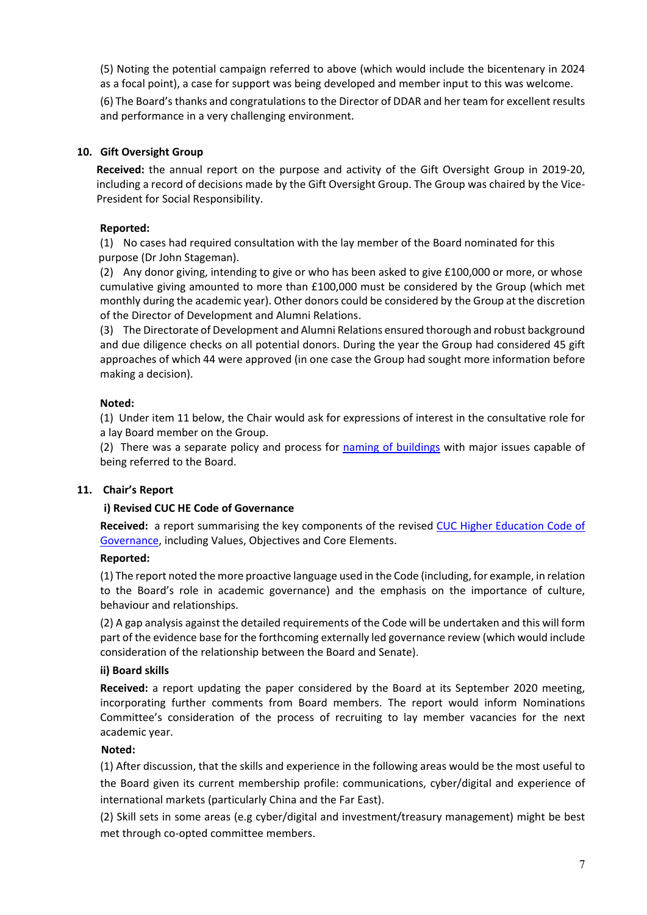(5) Noting the potential campaign referred to above (which would include the bicentenary in 2024 as a focal point), a case for support was being developed and member input to this was welcome.

(6) The Board's thanks and congratulations to the Director of DDAR and her team for excellent results and performance in a very challenging environment.

## 10. Gift Oversight Group

**Received:** the annual report on the purpose and activity of the Gift Oversight Group in 2019-20, including a record of decisions made by the Gift Oversight Group. The Group was chaired by the Vice-President for Social Responsibility.

**Reported:**

(1) No cases had required consultation with the lay member of the Board nominated for this purpose (Dr John Stageman).

(2) Any donor giving, intending to give or who has been asked to give £100,000 or more, or whose cumulative giving amounted to more than £100,000 must be considered by the Group (which met monthly during the academic year). Other donors could be considered by the Group at the discretion of the Director of Development and Alumni Relations.

(3) The Directorate of Development and Alumni Relations ensured thorough and robust background and due diligence checks on all potential donors. During the year the Group had considered 45 gift approaches of which 44 were approved (in one case the Group had sought more information before making a decision).

**Noted:**

(1) Under item 11 below, the Chair would ask for expressions of interest in the consultative role for a lay Board member on the Group.

(2) There was a separate policy and process for naming of buildings with major issues capable of being referred to the Board.

## 11. Chair's Report

### i) Revised CUC HE Code of Governance

**Received:** a report summarising the key components of the revised CUC Higher Education Code of Governance, including Values, Objectives and Core Elements.

**Reported:**

(1) The report noted the more proactive language used in the Code (including, for example, in relation to the Board's role in academic governance) and the emphasis on the importance of culture, behaviour and relationships.

(2) A gap analysis against the detailed requirements of the Code will be undertaken and this will form part of the evidence base for the forthcoming externally led governance review (which would include consideration of the relationship between the Board and Senate).

### ii) Board skills

**Received:** a report updating the paper considered by the Board at its September 2020 meeting, incorporating further comments from Board members. The report would inform Nominations Committee's consideration of the process of recruiting to lay member vacancies for the next academic year.

**Noted:**

(1) After discussion, that the skills and experience in the following areas would be the most useful to the Board given its current membership profile: communications, cyber/digital and experience of international markets (particularly China and the Far East).

(2) Skill sets in some areas (e.g cyber/digital and investment/treasury management) might be best met through co-opted committee members.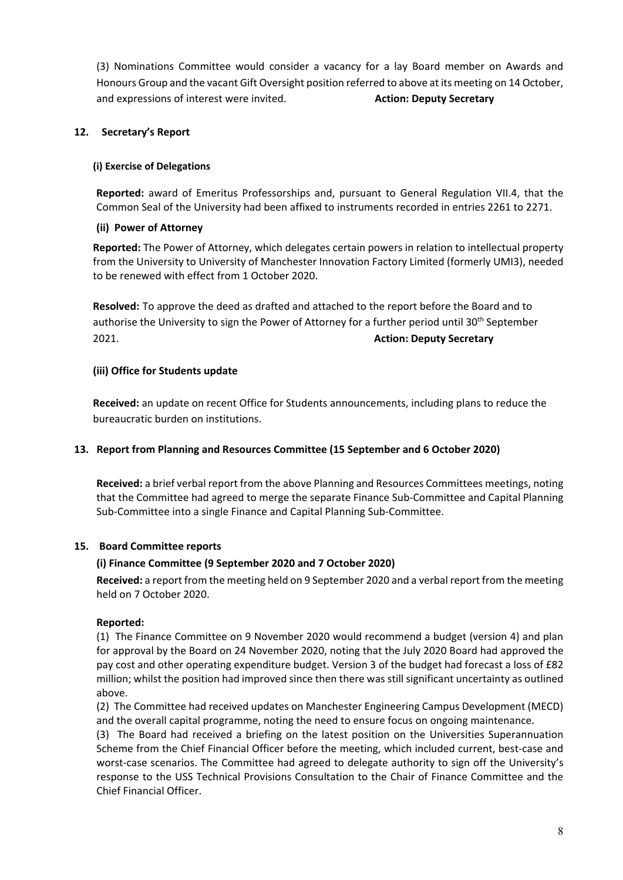(3) Nominations Committee would consider a vacancy for a lay Board member on Awards and Honours Group and the vacant Gift Oversight position referred to above at its meeting on 14 October, and expressions of interest were invited. **Action: Deputy Secretary**

## 12. Secretary's Report

### (i) Exercise of Delegations

**Reported:** award of Emeritus Professorships and, pursuant to General Regulation VII.4, that the Common Seal of the University had been affixed to instruments recorded in entries 2261 to 2271.

### (ii) Power of Attorney

**Reported:** The Power of Attorney, which delegates certain powers in relation to intellectual property from the University to University of Manchester Innovation Factory Limited (formerly UMI3), needed to be renewed with effect from 1 October 2020.

**Resolved:** To approve the deed as drafted and attached to the report before the Board and to authorise the University to sign the Power of Attorney for a further period until 30th September 2021. **Action: Deputy Secretary**

### (iii) Office for Students update

**Received:** an update on recent Office for Students announcements, including plans to reduce the bureaucratic burden on institutions.

## 13. Report from Planning and Resources Committee (15 September and 6 October 2020)

**Received:** a brief verbal report from the above Planning and Resources Committees meetings, noting that the Committee had agreed to merge the separate Finance Sub-Committee and Capital Planning Sub-Committee into a single Finance and Capital Planning Sub-Committee.

## 15. Board Committee reports

### (i) Finance Committee (9 September 2020 and 7 October 2020)

**Received:** a report from the meeting held on 9 September 2020 and a verbal report from the meeting held on 7 October 2020.

**Reported:**

(1) The Finance Committee on 9 November 2020 would recommend a budget (version 4) and plan for approval by the Board on 24 November 2020, noting that the July 2020 Board had approved the pay cost and other operating expenditure budget. Version 3 of the budget had forecast a loss of £82 million; whilst the position had improved since then there was still significant uncertainty as outlined above.

(2) The Committee had received updates on Manchester Engineering Campus Development (MECD) and the overall capital programme, noting the need to ensure focus on ongoing maintenance.

(3) The Board had received a briefing on the latest position on the Universities Superannuation Scheme from the Chief Financial Officer before the meeting, which included current, best-case and worst-case scenarios. The Committee had agreed to delegate authority to sign off the University's response to the USS Technical Provisions Consultation to the Chair of Finance Committee and the Chief Financial Officer.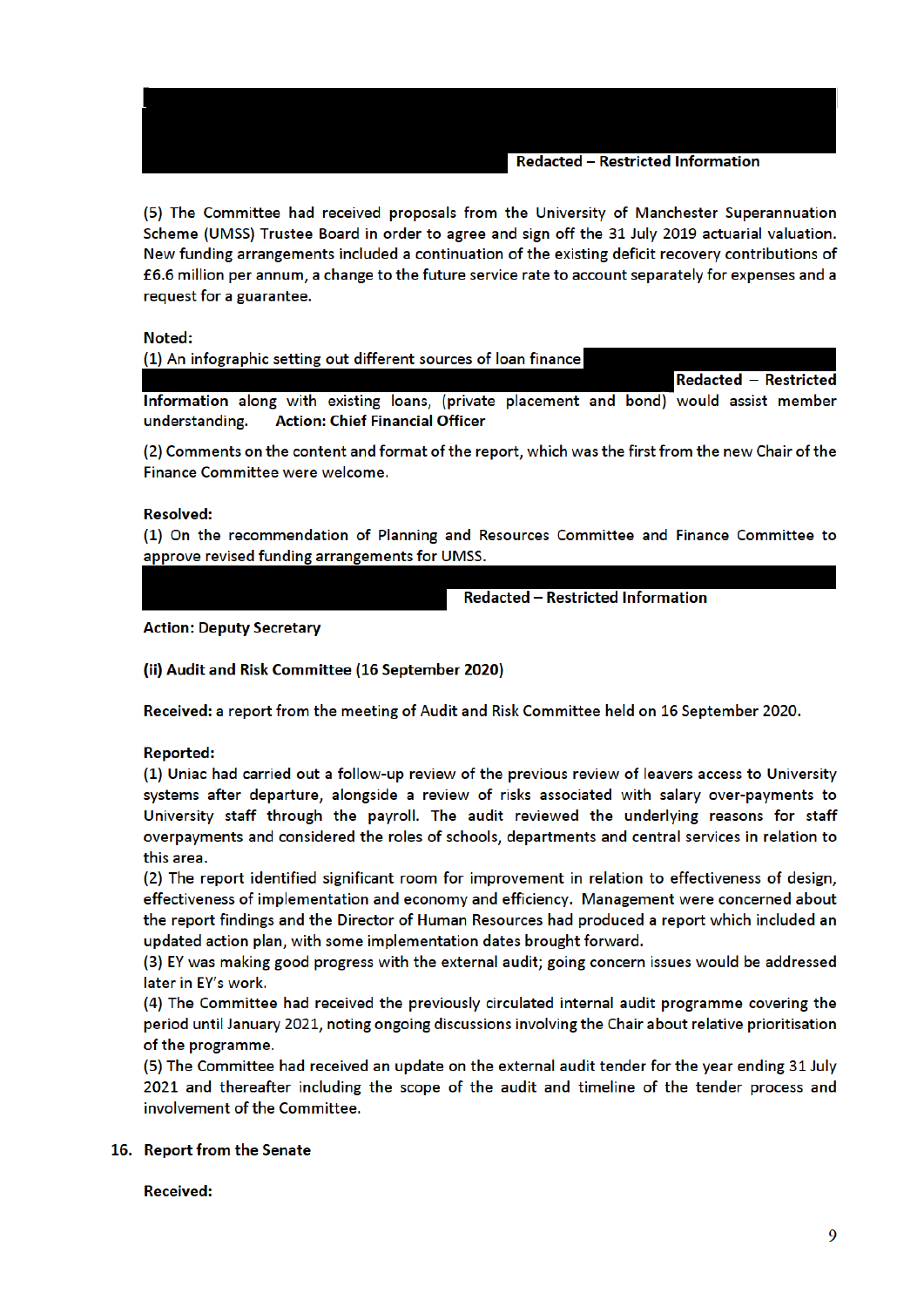**Redacted – Restricted Information**

(5) The Committee had received proposals from the University of Manchester Superannuation Scheme (UMSS) Trustee Board in order to agree and sign off the 31 July 2019 actuarial valuation. New funding arrangements included a continuation of the existing deficit recovery contributions of £6.6 million per annum, a change to the future service rate to account separately for expenses and a request for a guarantee.

**Noted:**

(1) An infographic setting out different sources of loan finance **Redacted – Restricted Information** along with existing loans, (private placement and bond) would assist member understanding. **Action: Chief Financial Officer**

(2) Comments on the content and format of the report, which was the first from the new Chair of the Finance Committee were welcome.

**Resolved:**

(1) On the recommendation of Planning and Resources Committee and Finance Committee to approve revised funding arrangements for UMSS.

**Redacted – Restricted Information**

**Action: Deputy Secretary**

**(ii) Audit and Risk Committee (16 September 2020)**

**Received:** a report from the meeting of Audit and Risk Committee held on 16 September 2020.

**Reported:**

(1) Uniac had carried out a follow-up review of the previous review of leavers access to University systems after departure, alongside a review of risks associated with salary over-payments to University staff through the payroll. The audit reviewed the underlying reasons for staff overpayments and considered the roles of schools, departments and central services in relation to this area.

(2) The report identified significant room for improvement in relation to effectiveness of design, effectiveness of implementation and economy and efficiency. Management were concerned about the report findings and the Director of Human Resources had produced a report which included an updated action plan, with some implementation dates brought forward.

(3) EY was making good progress with the external audit; going concern issues would be addressed later in EY's work.

(4) The Committee had received the previously circulated internal audit programme covering the period until January 2021, noting ongoing discussions involving the Chair about relative prioritisation of the programme.

(5) The Committee had received an update on the external audit tender for the year ending 31 July 2021 and thereafter including the scope of the audit and timeline of the tender process and involvement of the Committee.

**16. Report from the Senate**

**Received:**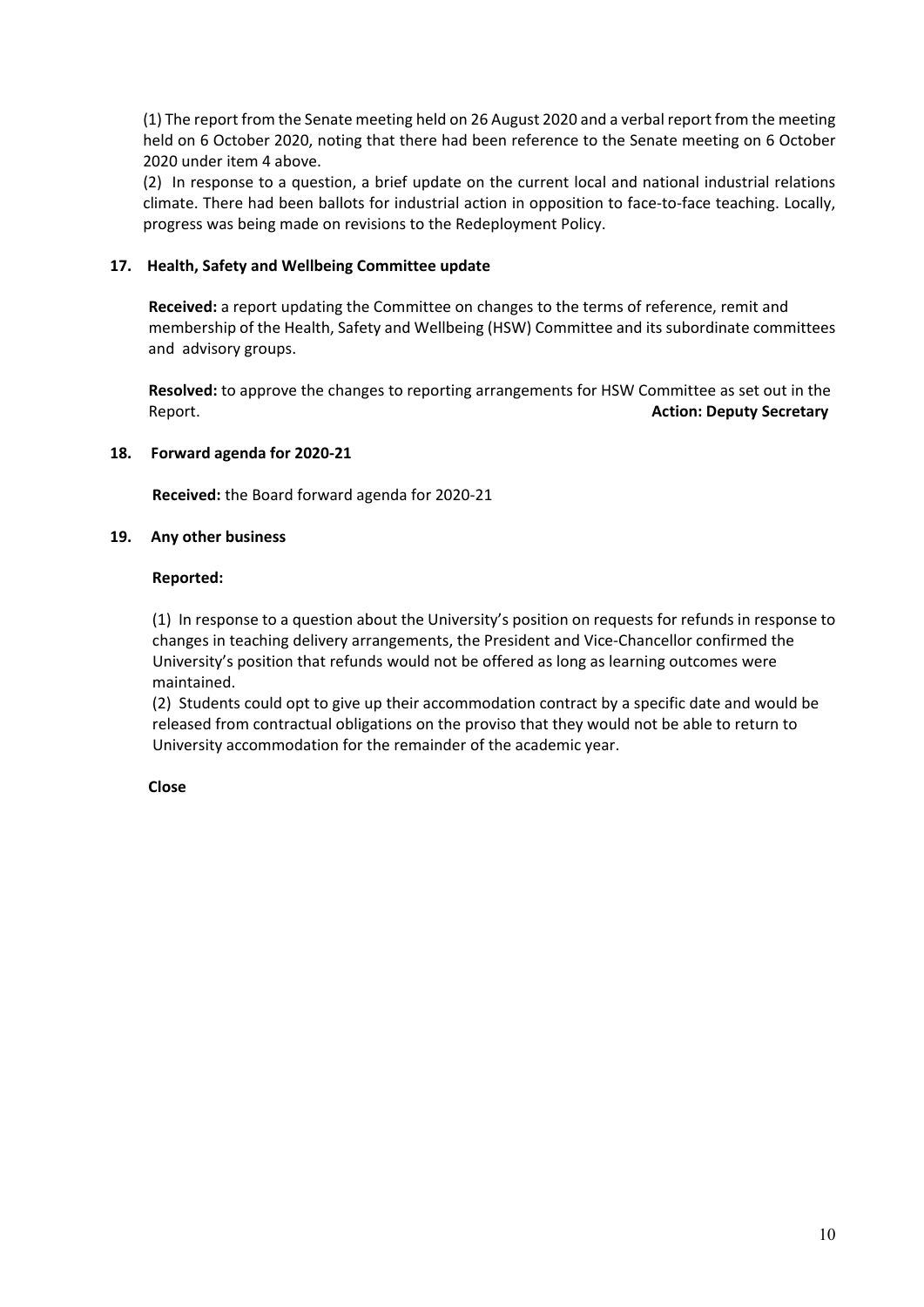(1) The report from the Senate meeting held on 26 August 2020 and a verbal report from the meeting held on 6 October 2020, noting that there had been reference to the Senate meeting on 6 October 2020 under item 4 above.

(2) In response to a question, a brief update on the current local and national industrial relations climate. There had been ballots for industrial action in opposition to face-to-face teaching. Locally, progress was being made on revisions to the Redeployment Policy.

### 17. Health, Safety and Wellbeing Committee update

**Received:** a report updating the Committee on changes to the terms of reference, remit and membership of the Health, Safety and Wellbeing (HSW) Committee and its subordinate committees and advisory groups.

**Resolved:** to approve the changes to reporting arrangements for HSW Committee as set out in the Report. **Action: Deputy Secretary**

### 18. Forward agenda for 2020-21

**Received:** the Board forward agenda for 2020-21

### 19. Any other business

**Reported:**

(1) In response to a question about the University's position on requests for refunds in response to changes in teaching delivery arrangements, the President and Vice-Chancellor confirmed the University's position that refunds would not be offered as long as learning outcomes were maintained.

(2) Students could opt to give up their accommodation contract by a specific date and would be released from contractual obligations on the proviso that they would not be able to return to University accommodation for the remainder of the academic year.

**Close**